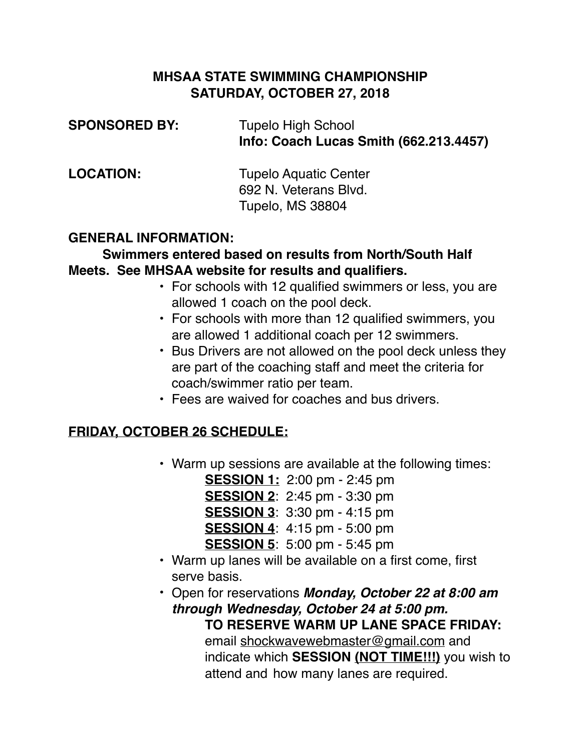# MHSAA STATE SWIMMING CHAMPIONSHIP
# SATURDAY, OCTOBER 27, 2018

**SPONSORED BY:** Tupelo High School
**Info: Coach Lucas Smith (662.213.4457)**

**LOCATION:** Tupelo Aquatic Center
692 N. Veterans Blvd.
Tupelo, MS 38804

## GENERAL INFORMATION:

**Swimmers entered based on results from North/South Half Meets. See MHSAA website for results and qualifiers.**

- For schools with 12 qualified swimmers or less, you are allowed 1 coach on the pool deck.
- For schools with more than 12 qualified swimmers, you are allowed 1 additional coach per 12 swimmers.
- Bus Drivers are not allowed on the pool deck unless they are part of the coaching staff and meet the criteria for coach/swimmer ratio per team.
- Fees are waived for coaches and bus drivers.

## FRIDAY, OCTOBER 26 SCHEDULE:

- Warm up sessions are available at the following times:
  - **SESSION 1:** 2:00 pm - 2:45 pm
  - **SESSION 2**: 2:45 pm - 3:30 pm
  - **SESSION 3**: 3:30 pm - 4:15 pm
  - **SESSION 4**: 4:15 pm - 5:00 pm
  - **SESSION 5**: 5:00 pm - 5:45 pm
- Warm up lanes will be available on a first come, first serve basis.
- Open for reservations ***Monday, October 22 at 8:00 am through Wednesday, October 24 at 5:00 pm.***

  **TO RESERVE WARM UP LANE SPACE FRIDAY:** email shockwavewebmaster@gmail.com and indicate which **SESSION (NOT TIME!!!)** you wish to attend and how many lanes are required.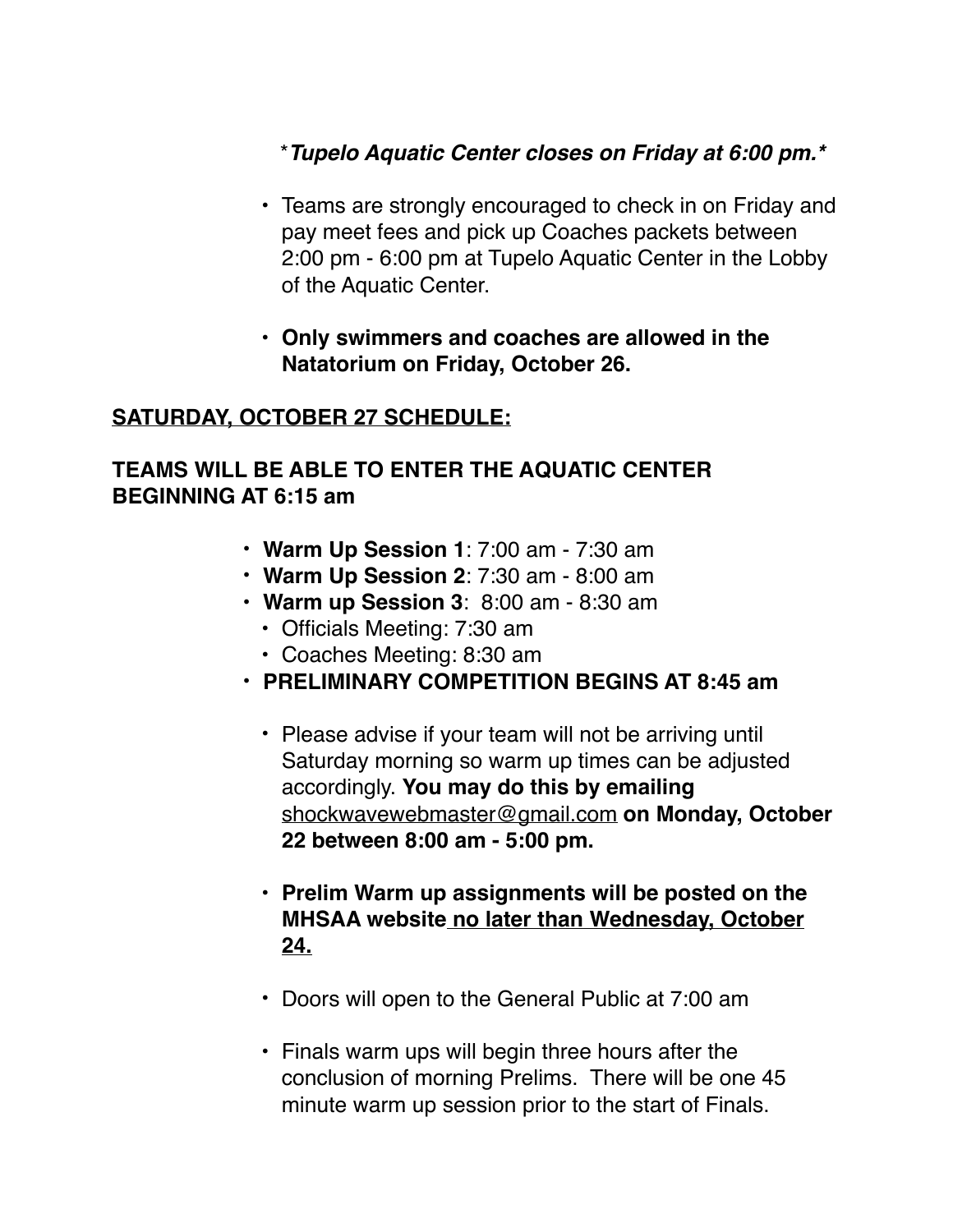*\*Tupelo Aquatic Center closes on Friday at 6:00 pm.\**

- Teams are strongly encouraged to check in on Friday and pay meet fees and pick up Coaches packets between 2:00 pm - 6:00 pm at Tupelo Aquatic Center in the Lobby of the Aquatic Center.

- **Only swimmers and coaches are allowed in the Natatorium on Friday, October 26.**

**<u>SATURDAY, OCTOBER 27 SCHEDULE:</u>**

**TEAMS WILL BE ABLE TO ENTER THE AQUATIC CENTER BEGINNING AT 6:15 am**

- **Warm Up Session 1**: 7:00 am - 7:30 am
- **Warm Up Session 2**: 7:30 am - 8:00 am
- **Warm up Session 3**: 8:00 am - 8:30 am
  - Officials Meeting: 7:30 am
  - Coaches Meeting: 8:30 am
- **PRELIMINARY COMPETITION BEGINS AT 8:45 am**
  - Please advise if your team will not be arriving until Saturday morning so warm up times can be adjusted accordingly. **You may do this by emailing** <u>shockwavewebmaster@gmail.com</u> **on Monday, October 22 between 8:00 am - 5:00 pm.**

  - **Prelim Warm up assignments will be posted on the MHSAA website <u>no later than Wednesday, October 24.</u>**

  - Doors will open to the General Public at 7:00 am

  - Finals warm ups will begin three hours after the conclusion of morning Prelims. There will be one 45 minute warm up session prior to the start of Finals.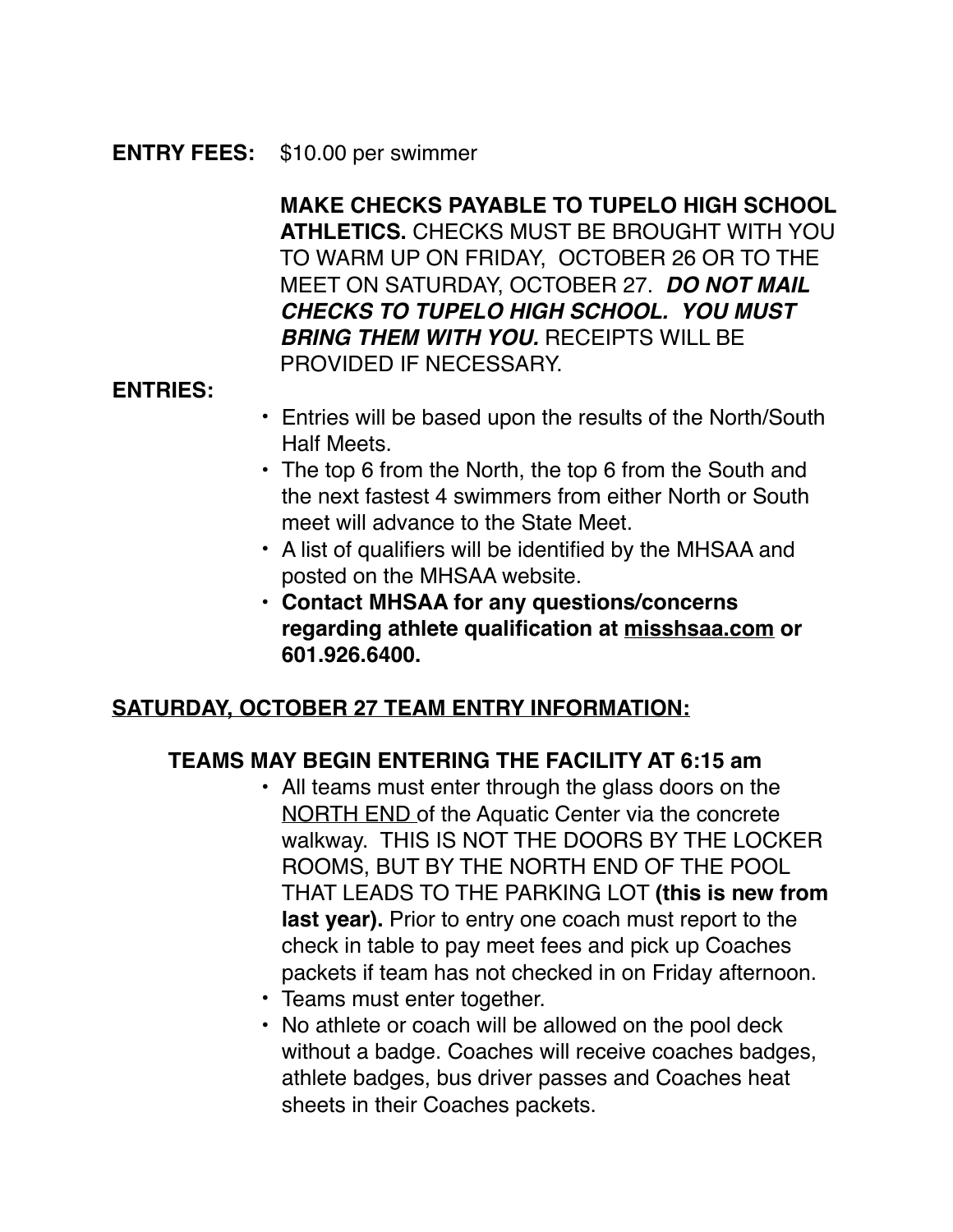**ENTRY FEES:** $10.00 per swimmer

**MAKE CHECKS PAYABLE TO TUPELO HIGH SCHOOL ATHLETICS.** CHECKS MUST BE BROUGHT WITH YOU TO WARM UP ON FRIDAY, OCTOBER 26 OR TO THE MEET ON SATURDAY, OCTOBER 27. ***DO NOT MAIL CHECKS TO TUPELO HIGH SCHOOL. YOU MUST BRING THEM WITH YOU.*** RECEIPTS WILL BE PROVIDED IF NECESSARY.

**ENTRIES:**

- Entries will be based upon the results of the North/South Half Meets.
- The top 6 from the North, the top 6 from the South and the next fastest 4 swimmers from either North or South meet will advance to the State Meet.
- A list of qualifiers will be identified by the MHSAA and posted on the MHSAA website.
- **Contact MHSAA for any questions/concerns regarding athlete qualification at misshsaa.com or 601.926.6400.**

**SATURDAY, OCTOBER 27 TEAM ENTRY INFORMATION:**

**TEAMS MAY BEGIN ENTERING THE FACILITY AT 6:15 am**

- All teams must enter through the glass doors on the NORTH END of the Aquatic Center via the concrete walkway. THIS IS NOT THE DOORS BY THE LOCKER ROOMS, BUT BY THE NORTH END OF THE POOL THAT LEADS TO THE PARKING LOT **(this is new from last year).** Prior to entry one coach must report to the check in table to pay meet fees and pick up Coaches packets if team has not checked in on Friday afternoon.
- Teams must enter together.
- No athlete or coach will be allowed on the pool deck without a badge. Coaches will receive coaches badges, athlete badges, bus driver passes and Coaches heat sheets in their Coaches packets.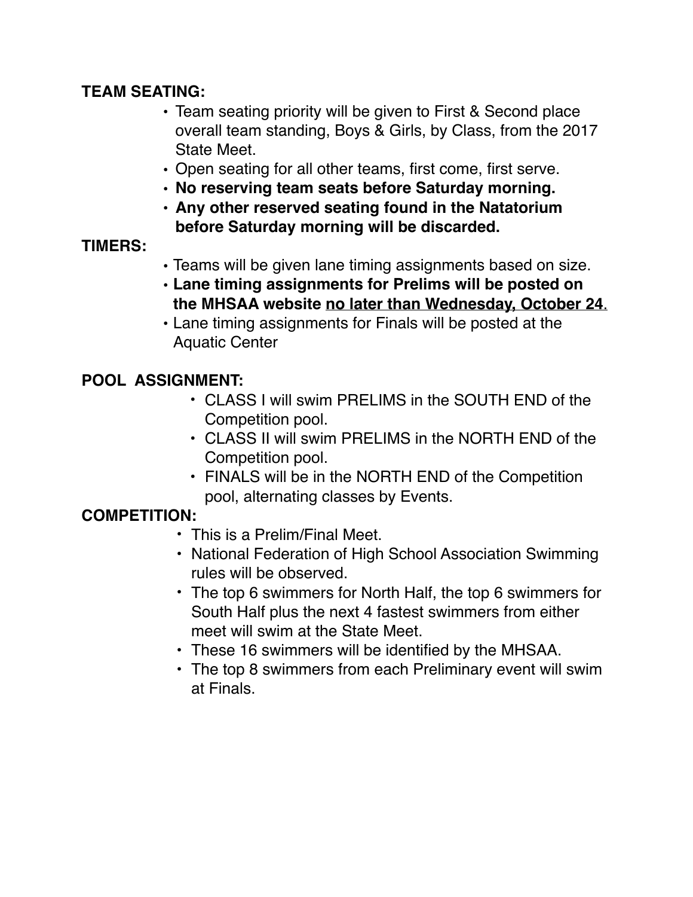**TEAM SEATING:**

- Team seating priority will be given to First & Second place overall team standing, Boys & Girls, by Class, from the 2017 State Meet.
- Open seating for all other teams, first come, first serve.
- **No reserving team seats before Saturday morning.**
- **Any other reserved seating found in the Natatorium before Saturday morning will be discarded.**

**TIMERS:**

- Teams will be given lane timing assignments based on size.
- **Lane timing assignments for Prelims will be posted on the MHSAA website <u>no later than Wednesday, October 24</u>.**
- Lane timing assignments for Finals will be posted at the Aquatic Center

**POOL ASSIGNMENT:**

- CLASS I will swim PRELIMS in the SOUTH END of the Competition pool.
- CLASS II will swim PRELIMS in the NORTH END of the Competition pool.
- FINALS will be in the NORTH END of the Competition pool, alternating classes by Events.

**COMPETITION:**

- This is a Prelim/Final Meet.
- National Federation of High School Association Swimming rules will be observed.
- The top 6 swimmers for North Half, the top 6 swimmers for South Half plus the next 4 fastest swimmers from either meet will swim at the State Meet.
- These 16 swimmers will be identified by the MHSAA.
- The top 8 swimmers from each Preliminary event will swim at Finals.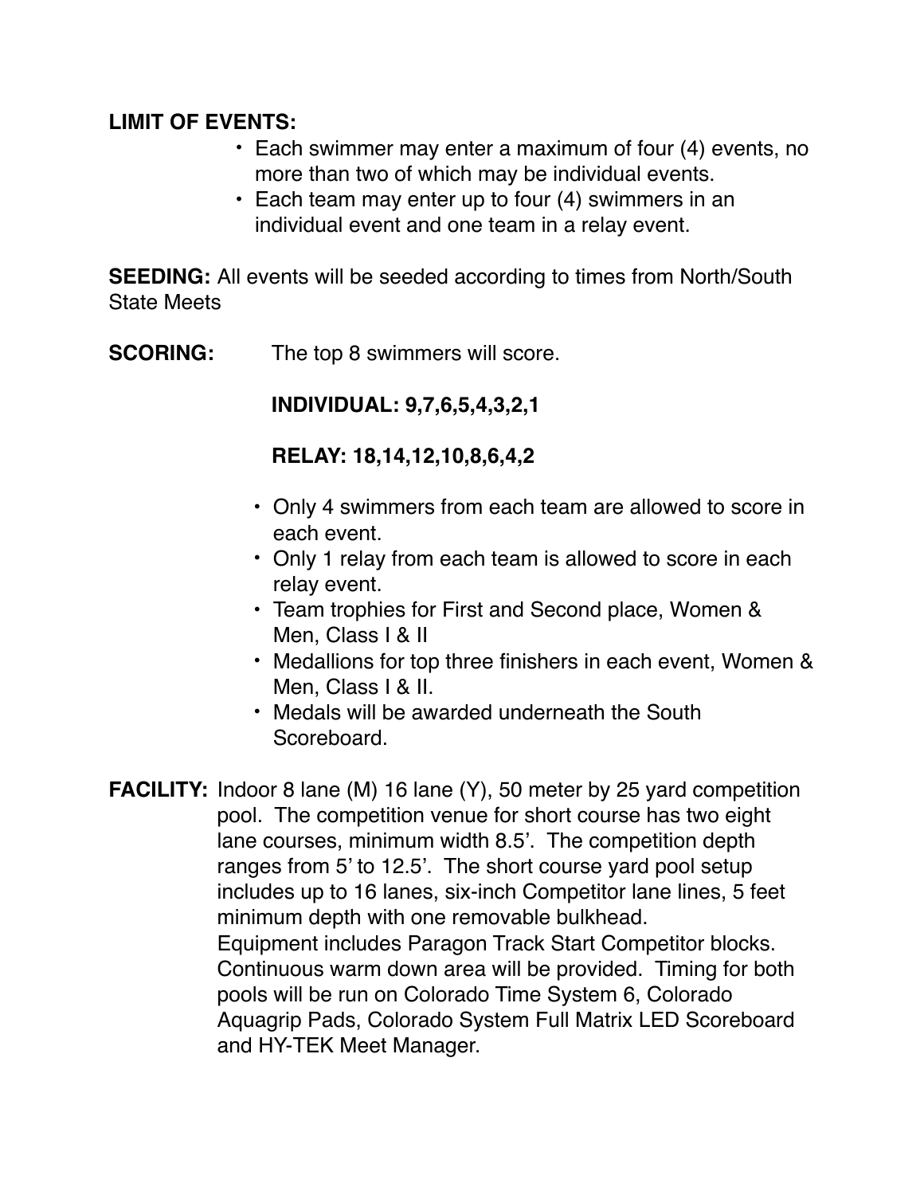**LIMIT OF EVENTS:**

- Each swimmer may enter a maximum of four (4) events, no more than two of which may be individual events.
- Each team may enter up to four (4) swimmers in an individual event and one team in a relay event.

**SEEDING:** All events will be seeded according to times from North/South State Meets

**SCORING:** The top 8 swimmers will score.

**INDIVIDUAL: 9,7,6,5,4,3,2,1**

**RELAY: 18,14,12,10,8,6,4,2**

- Only 4 swimmers from each team are allowed to score in each event.
- Only 1 relay from each team is allowed to score in each relay event.
- Team trophies for First and Second place, Women & Men, Class I & II
- Medallions for top three finishers in each event, Women & Men, Class I & II.
- Medals will be awarded underneath the South Scoreboard.

**FACILITY:** Indoor 8 lane (M) 16 lane (Y), 50 meter by 25 yard competition pool. The competition venue for short course has two eight lane courses, minimum width 8.5'. The competition depth ranges from 5' to 12.5'. The short course yard pool setup includes up to 16 lanes, six-inch Competitor lane lines, 5 feet minimum depth with one removable bulkhead.
Equipment includes Paragon Track Start Competitor blocks. Continuous warm down area will be provided. Timing for both pools will be run on Colorado Time System 6, Colorado Aquagrip Pads, Colorado System Full Matrix LED Scoreboard and HY-TEK Meet Manager.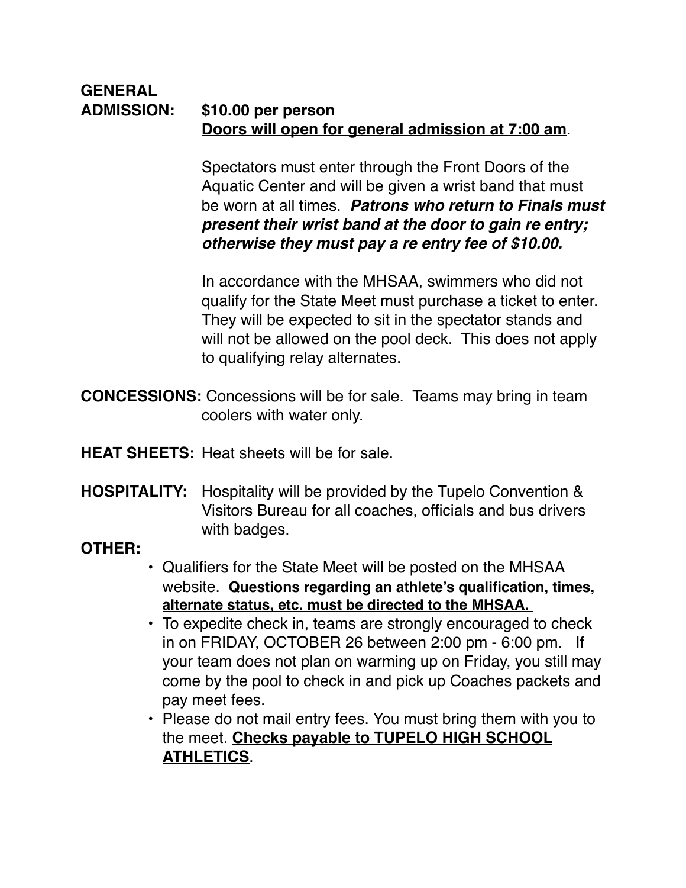**GENERAL ADMISSION:** **$10.00 per person**
**<u>Doors will open for general admission at 7:00 am</u>**.

Spectators must enter through the Front Doors of the Aquatic Center and will be given a wrist band that must be worn at all times. ***Patrons who return to Finals must present their wrist band at the door to gain re entry; otherwise they must pay a re entry fee of $10.00.***

In accordance with the MHSAA, swimmers who did not qualify for the State Meet must purchase a ticket to enter. They will be expected to sit in the spectator stands and will not be allowed on the pool deck. This does not apply to qualifying relay alternates.

**CONCESSIONS:** Concessions will be for sale. Teams may bring in team coolers with water only.

**HEAT SHEETS:** Heat sheets will be for sale.

**HOSPITALITY:** Hospitality will be provided by the Tupelo Convention & Visitors Bureau for all coaches, officials and bus drivers with badges.

**OTHER:**

- Qualifiers for the State Meet will be posted on the MHSAA website. **<u>Questions regarding an athlete's qualification, times, alternate status, etc. must be directed to the MHSAA.</u>**
- To expedite check in, teams are strongly encouraged to check in on FRIDAY, OCTOBER 26 between 2:00 pm - 6:00 pm. If your team does not plan on warming up on Friday, you still may come by the pool to check in and pick up Coaches packets and pay meet fees.
- Please do not mail entry fees. You must bring them with you to the meet. **<u>Checks payable to TUPELO HIGH SCHOOL ATHLETICS</u>**.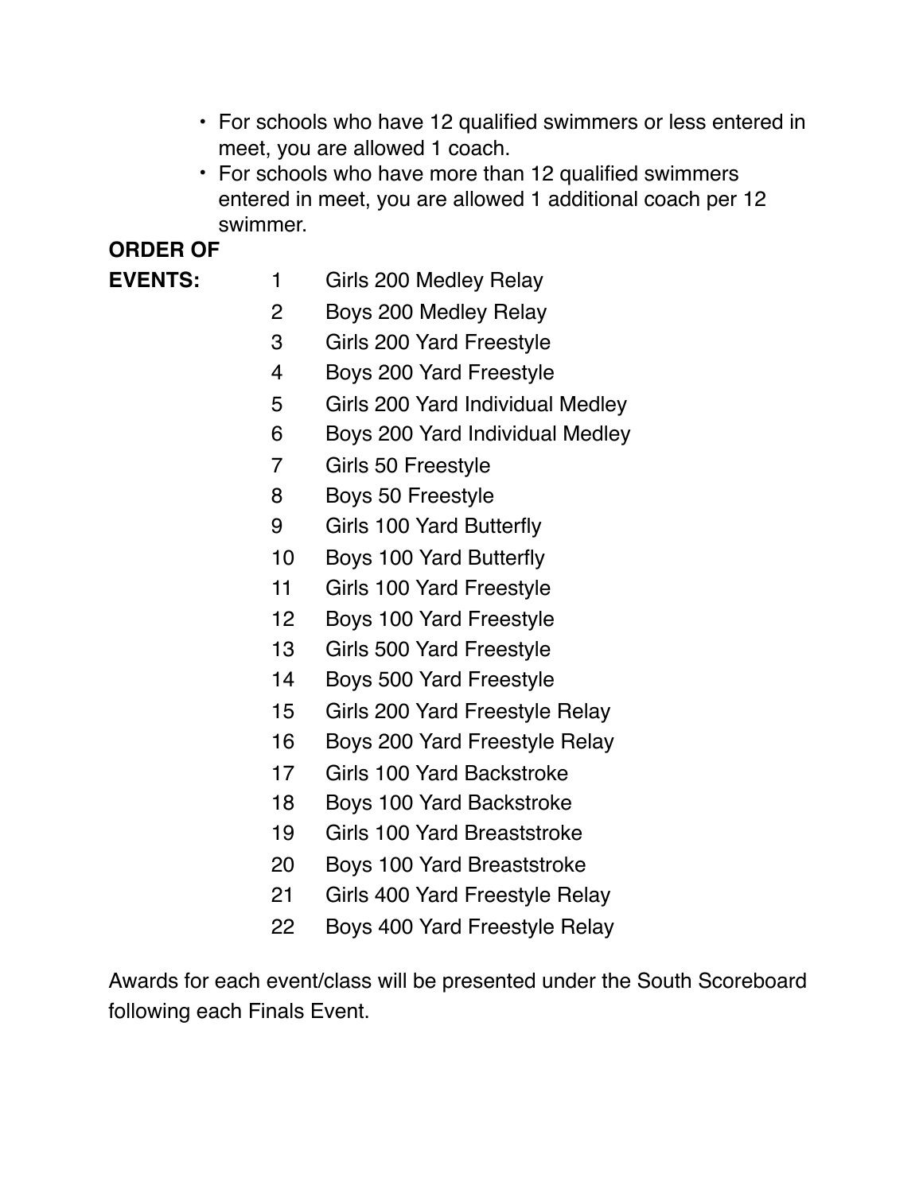- For schools who have 12 qualified swimmers or less entered in meet, you are allowed 1 coach.
- For schools who have more than 12 qualified swimmers entered in meet, you are allowed 1 additional coach per 12 swimmer.

**ORDER OF EVENTS:**

| | |
|---|---|
| 1 | Girls 200 Medley Relay |
| 2 | Boys 200 Medley Relay |
| 3 | Girls 200 Yard Freestyle |
| 4 | Boys 200 Yard Freestyle |
| 5 | Girls 200 Yard Individual Medley |
| 6 | Boys 200 Yard Individual Medley |
| 7 | Girls 50 Freestyle |
| 8 | Boys 50 Freestyle |
| 9 | Girls 100 Yard Butterfly |
| 10 | Boys 100 Yard Butterfly |
| 11 | Girls 100 Yard Freestyle |
| 12 | Boys 100 Yard Freestyle |
| 13 | Girls 500 Yard Freestyle |
| 14 | Boys 500 Yard Freestyle |
| 15 | Girls 200 Yard Freestyle Relay |
| 16 | Boys 200 Yard Freestyle Relay |
| 17 | Girls 100 Yard Backstroke |
| 18 | Boys 100 Yard Backstroke |
| 19 | Girls 100 Yard Breaststroke |
| 20 | Boys 100 Yard Breaststroke |
| 21 | Girls 400 Yard Freestyle Relay |
| 22 | Boys 400 Yard Freestyle Relay |

Awards for each event/class will be presented under the South Scoreboard following each Finals Event.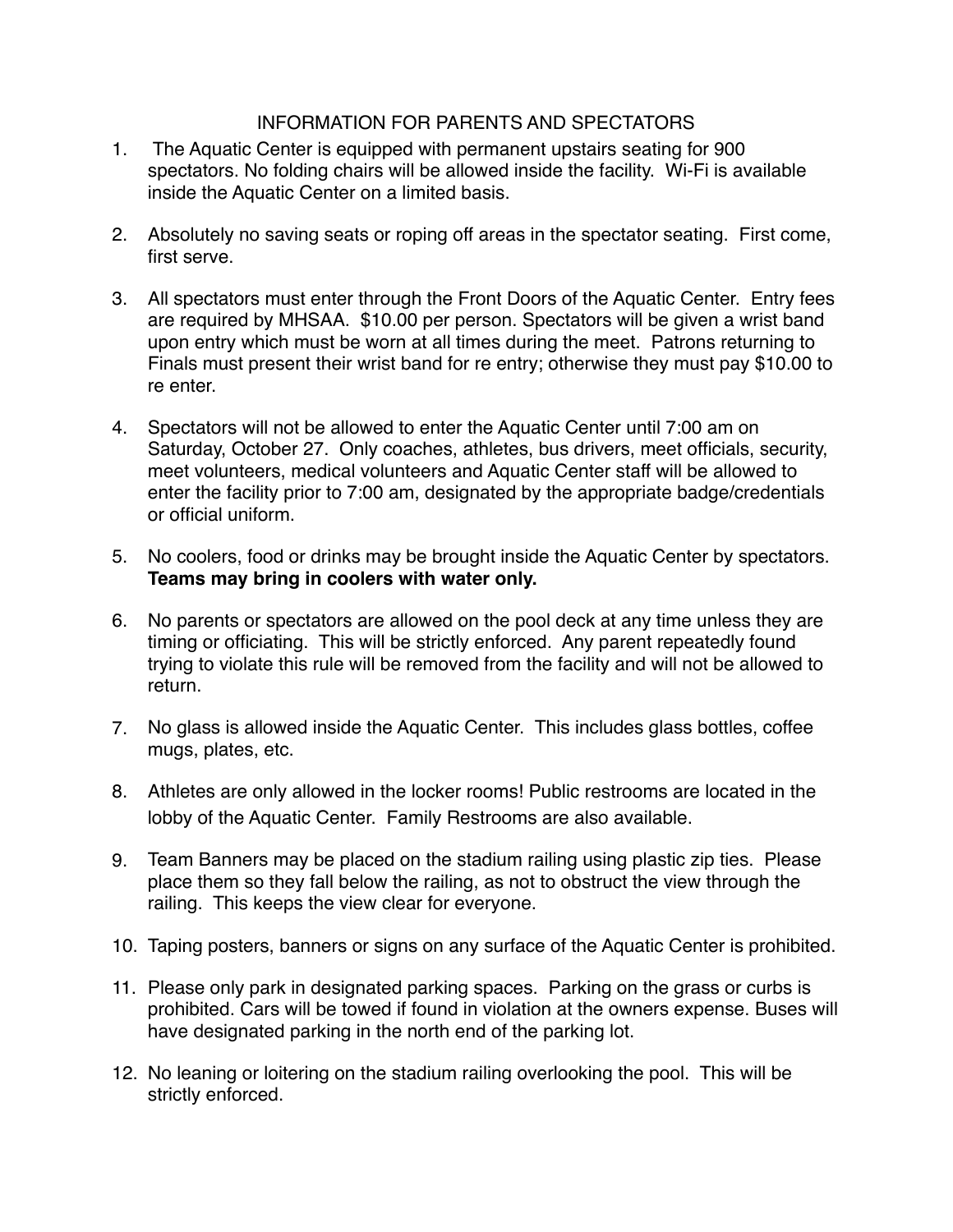# INFORMATION FOR PARENTS AND SPECTATORS

1. The Aquatic Center is equipped with permanent upstairs seating for 900 spectators. No folding chairs will be allowed inside the facility. Wi-Fi is available inside the Aquatic Center on a limited basis.

2. Absolutely no saving seats or roping off areas in the spectator seating. First come, first serve.

3. All spectators must enter through the Front Doors of the Aquatic Center. Entry fees are required by MHSAA. $10.00 per person. Spectators will be given a wrist band upon entry which must be worn at all times during the meet. Patrons returning to Finals must present their wrist band for re entry; otherwise they must pay $10.00 to re enter.

4. Spectators will not be allowed to enter the Aquatic Center until 7:00 am on Saturday, October 27. Only coaches, athletes, bus drivers, meet officials, security, meet volunteers, medical volunteers and Aquatic Center staff will be allowed to enter the facility prior to 7:00 am, designated by the appropriate badge/credentials or official uniform.

5. No coolers, food or drinks may be brought inside the Aquatic Center by spectators. **Teams may bring in coolers with water only.**

6. No parents or spectators are allowed on the pool deck at any time unless they are timing or officiating. This will be strictly enforced. Any parent repeatedly found trying to violate this rule will be removed from the facility and will not be allowed to return.

7. No glass is allowed inside the Aquatic Center. This includes glass bottles, coffee mugs, plates, etc.

8. Athletes are only allowed in the locker rooms! Public restrooms are located in the lobby of the Aquatic Center. Family Restrooms are also available.

9. Team Banners may be placed on the stadium railing using plastic zip ties. Please place them so they fall below the railing, as not to obstruct the view through the railing. This keeps the view clear for everyone.

10. Taping posters, banners or signs on any surface of the Aquatic Center is prohibited.

11. Please only park in designated parking spaces. Parking on the grass or curbs is prohibited. Cars will be towed if found in violation at the owners expense. Buses will have designated parking in the north end of the parking lot.

12. No leaning or loitering on the stadium railing overlooking the pool. This will be strictly enforced.